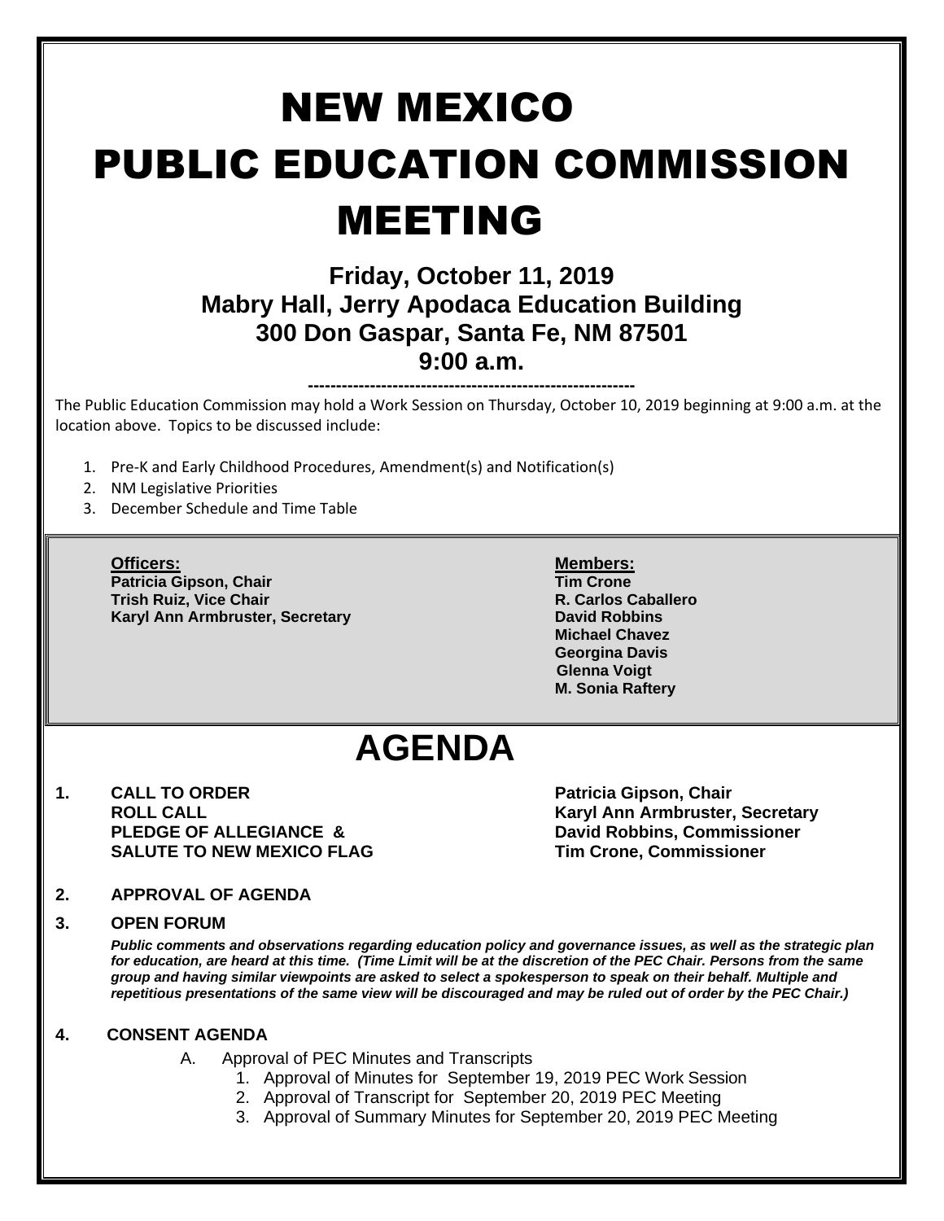# NEW MEXICO PUBLIC EDUCATION COMMISSION MEETING

**Friday, October 11, 2019**
**Mabry Hall, Jerry Apodaca Education Building**
**300 Don Gaspar, Santa Fe, NM 87501**
**9:00 a.m.**

-----------------------------------------------------------

The Public Education Commission may hold a Work Session on Thursday, October 10, 2019 beginning at 9:00 a.m. at the location above. Topics to be discussed include:

1. Pre-K and Early Childhood Procedures, Amendment(s) and Notification(s)
2. NM Legislative Priorities
3. December Schedule and Time Table

**Officers:**
**Patricia Gipson, Chair**
**Trish Ruiz, Vice Chair**
**Karyl Ann Armbruster, Secretary**

**Members:**
**Tim Crone**
**R. Carlos Caballero**
**David Robbins**
**Michael Chavez**
**Georgina Davis**
**Glenna Voigt**
**M. Sonia Raftery**

# AGENDA

**1. CALL TO ORDER** — **Patricia Gipson, Chair**
**ROLL CALL** — **Karyl Ann Armbruster, Secretary**
**PLEDGE OF ALLEGIANCE & SALUTE TO NEW MEXICO FLAG** — **David Robbins, Commissioner; Tim Crone, Commissioner**

**2. APPROVAL OF AGENDA**

**3. OPEN FORUM**

***Public comments and observations regarding education policy and governance issues, as well as the strategic plan for education, are heard at this time. (Time Limit will be at the discretion of the PEC Chair. Persons from the same group and having similar viewpoints are asked to select a spokesperson to speak on their behalf. Multiple and repetitious presentations of the same view will be discouraged and may be ruled out of order by the PEC Chair.)***

**4. CONSENT AGENDA**

A. Approval of PEC Minutes and Transcripts
   1. Approval of Minutes for September 19, 2019 PEC Work Session
   2. Approval of Transcript for September 20, 2019 PEC Meeting
   3. Approval of Summary Minutes for September 20, 2019 PEC Meeting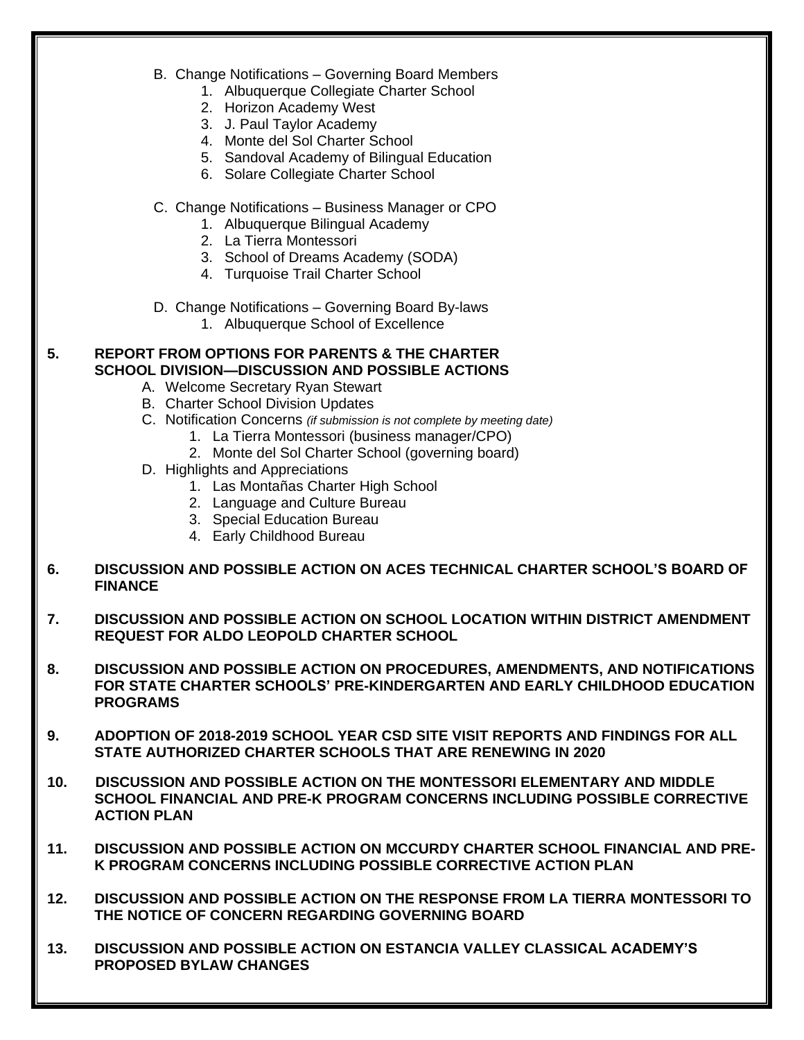B. Change Notifications – Governing Board Members
    1. Albuquerque Collegiate Charter School
    2. Horizon Academy West
    3. J. Paul Taylor Academy
    4. Monte del Sol Charter School
    5. Sandoval Academy of Bilingual Education
    6. Solare Collegiate Charter School

C. Change Notifications – Business Manager or CPO
    1. Albuquerque Bilingual Academy
    2. La Tierra Montessori
    3. School of Dreams Academy (SODA)
    4. Turquoise Trail Charter School

D. Change Notifications – Governing Board By-laws
    1. Albuquerque School of Excellence

**5. REPORT FROM OPTIONS FOR PARENTS & THE CHARTER SCHOOL DIVISION—DISCUSSION AND POSSIBLE ACTIONS**

A. Welcome Secretary Ryan Stewart
B. Charter School Division Updates
C. Notification Concerns *(if submission is not complete by meeting date)*
    1. La Tierra Montessori (business manager/CPO)
    2. Monte del Sol Charter School (governing board)
D. Highlights and Appreciations
    1. Las Montañas Charter High School
    2. Language and Culture Bureau
    3. Special Education Bureau
    4. Early Childhood Bureau

**6. DISCUSSION AND POSSIBLE ACTION ON ACES TECHNICAL CHARTER SCHOOL'S BOARD OF FINANCE**

**7. DISCUSSION AND POSSIBLE ACTION ON SCHOOL LOCATION WITHIN DISTRICT AMENDMENT REQUEST FOR ALDO LEOPOLD CHARTER SCHOOL**

**8. DISCUSSION AND POSSIBLE ACTION ON PROCEDURES, AMENDMENTS, AND NOTIFICATIONS FOR STATE CHARTER SCHOOLS' PRE-KINDERGARTEN AND EARLY CHILDHOOD EDUCATION PROGRAMS**

**9. ADOPTION OF 2018-2019 SCHOOL YEAR CSD SITE VISIT REPORTS AND FINDINGS FOR ALL STATE AUTHORIZED CHARTER SCHOOLS THAT ARE RENEWING IN 2020**

**10. DISCUSSION AND POSSIBLE ACTION ON THE MONTESSORI ELEMENTARY AND MIDDLE SCHOOL FINANCIAL AND PRE-K PROGRAM CONCERNS INCLUDING POSSIBLE CORRECTIVE ACTION PLAN**

**11. DISCUSSION AND POSSIBLE ACTION ON MCCURDY CHARTER SCHOOL FINANCIAL AND PRE-K PROGRAM CONCERNS INCLUDING POSSIBLE CORRECTIVE ACTION PLAN**

**12. DISCUSSION AND POSSIBLE ACTION ON THE RESPONSE FROM LA TIERRA MONTESSORI TO THE NOTICE OF CONCERN REGARDING GOVERNING BOARD**

**13. DISCUSSION AND POSSIBLE ACTION ON ESTANCIA VALLEY CLASSICAL ACADEMY'S PROPOSED BYLAW CHANGES**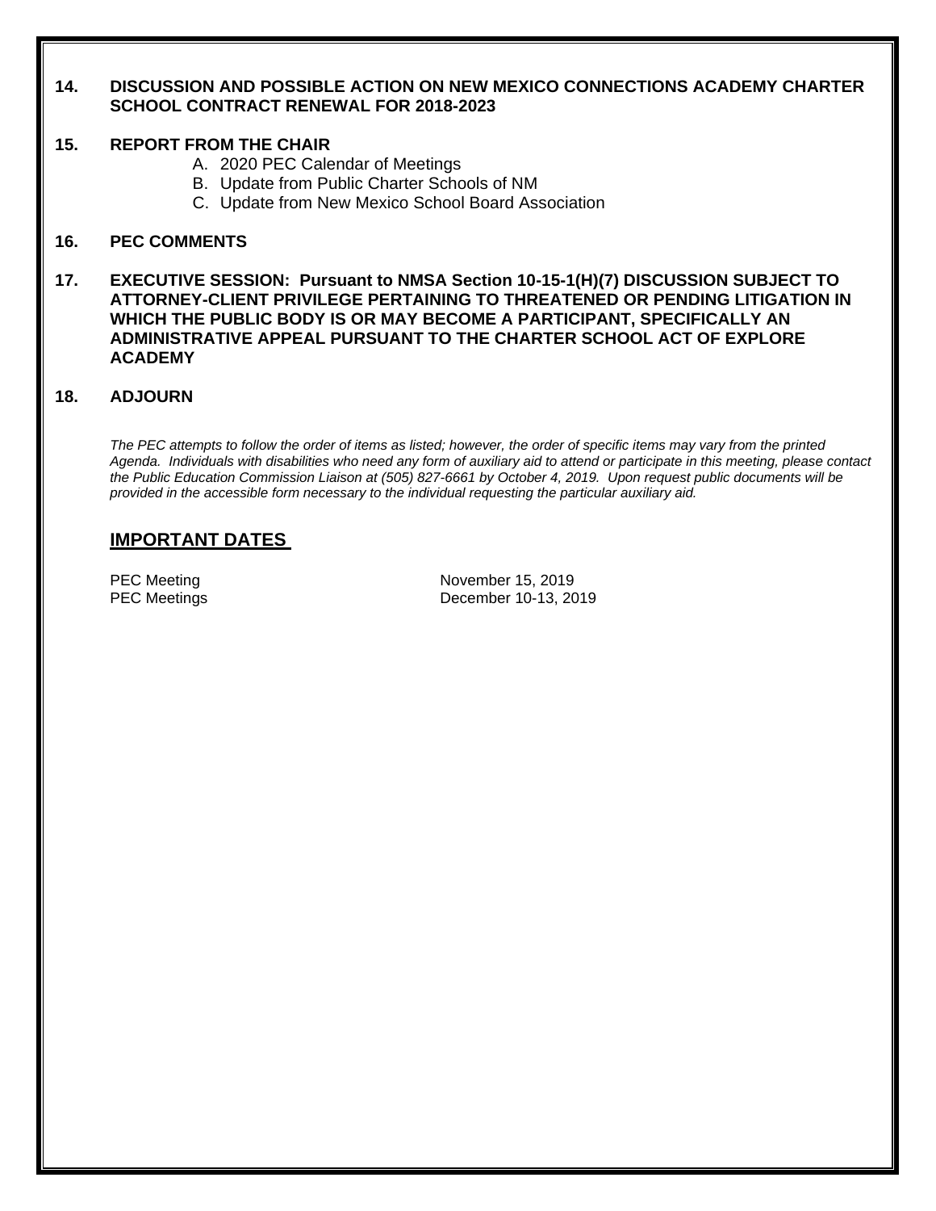**14. DISCUSSION AND POSSIBLE ACTION ON NEW MEXICO CONNECTIONS ACADEMY CHARTER SCHOOL CONTRACT RENEWAL FOR 2018-2023**

**15. REPORT FROM THE CHAIR**

A. 2020 PEC Calendar of Meetings
B. Update from Public Charter Schools of NM
C. Update from New Mexico School Board Association

**16. PEC COMMENTS**

**17. EXECUTIVE SESSION: Pursuant to NMSA Section 10-15-1(H)(7) DISCUSSION SUBJECT TO ATTORNEY-CLIENT PRIVILEGE PERTAINING TO THREATENED OR PENDING LITIGATION IN WHICH THE PUBLIC BODY IS OR MAY BECOME A PARTICIPANT, SPECIFICALLY AN ADMINISTRATIVE APPEAL PURSUANT TO THE CHARTER SCHOOL ACT OF EXPLORE ACADEMY**

**18. ADJOURN**

*The PEC attempts to follow the order of items as listed; however, the order of specific items may vary from the printed Agenda. Individuals with disabilities who need any form of auxiliary aid to attend or participate in this meeting, please contact the Public Education Commission Liaison at (505) 827-6661 by October 4, 2019. Upon request public documents will be provided in the accessible form necessary to the individual requesting the particular auxiliary aid.*

## IMPORTANT DATES

| | |
|---|---|
| PEC Meeting | November 15, 2019 |
| PEC Meetings | December 10-13, 2019 |